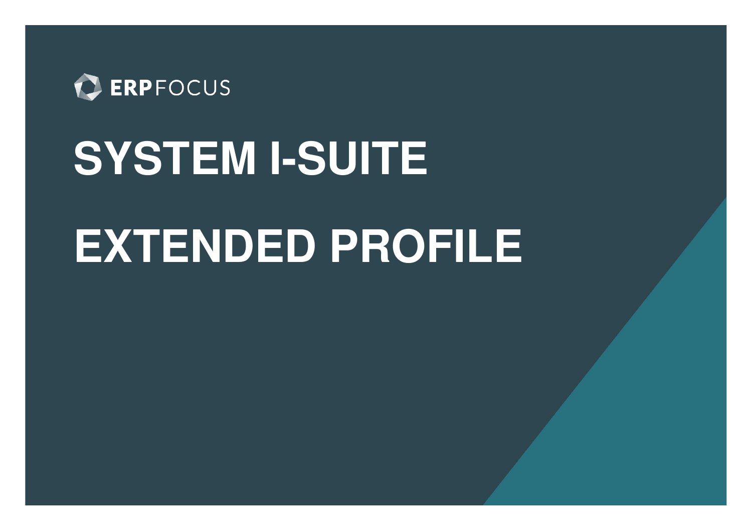ERPFOCUS

# SYSTEM I-SUITE

# EXTENDED PROFILE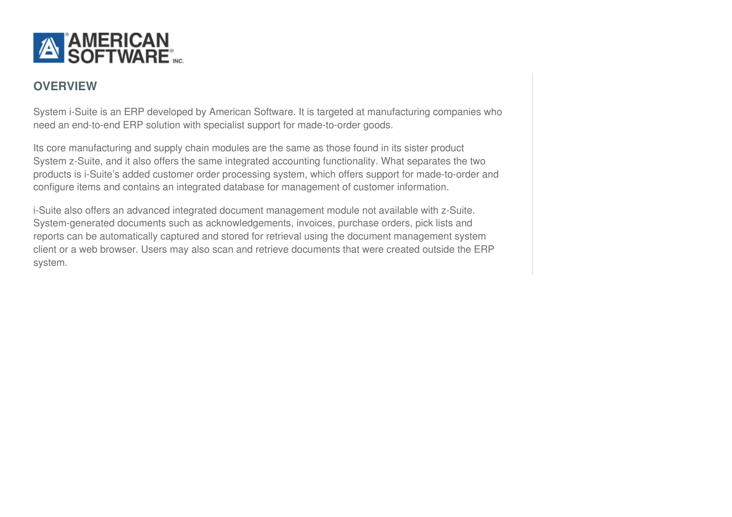## OVERVIEW

System i-Suite is an ERP developed by American Software. It is targeted at manufacturing companies who need an end-to-end ERP solution with specialist support for made-to-order goods.

Its core manufacturing and supply chain modules are the same as those found in its sister product System z-Suite, and it also offers the same integrated accounting functionality. What separates the two products is i-Suite's added customer order processing system, which offers support for made-to-order and configure items and contains an integrated database for management of customer information.

i-Suite also offers an advanced integrated document management module not available with z-Suite. System-generated documents such as acknowledgements, invoices, purchase orders, pick lists and reports can be automatically captured and stored for retrieval using the document management system client or a web browser. Users may also scan and retrieve documents that were created outside the ERP system.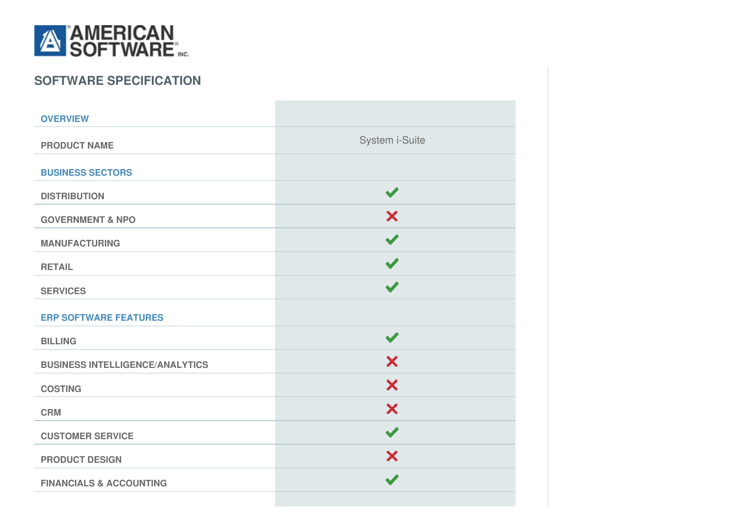AMERICAN SOFTWARE INC.

## SOFTWARE SPECIFICATION

| OVERVIEW | |
|---|---|
| PRODUCT NAME | System i-Suite |
| **BUSINESS SECTORS** | |
| DISTRIBUTION | ✔ |
| GOVERNMENT & NPO | ✘ |
| MANUFACTURING | ✔ |
| RETAIL | ✔ |
| SERVICES | ✔ |
| **ERP SOFTWARE FEATURES** | |
| BILLING | ✔ |
| BUSINESS INTELLIGENCE/ANALYTICS | ✘ |
| COSTING | ✘ |
| CRM | ✘ |
| CUSTOMER SERVICE | ✔ |
| PRODUCT DESIGN | ✘ |
| FINANCIALS & ACCOUNTING | ✔ |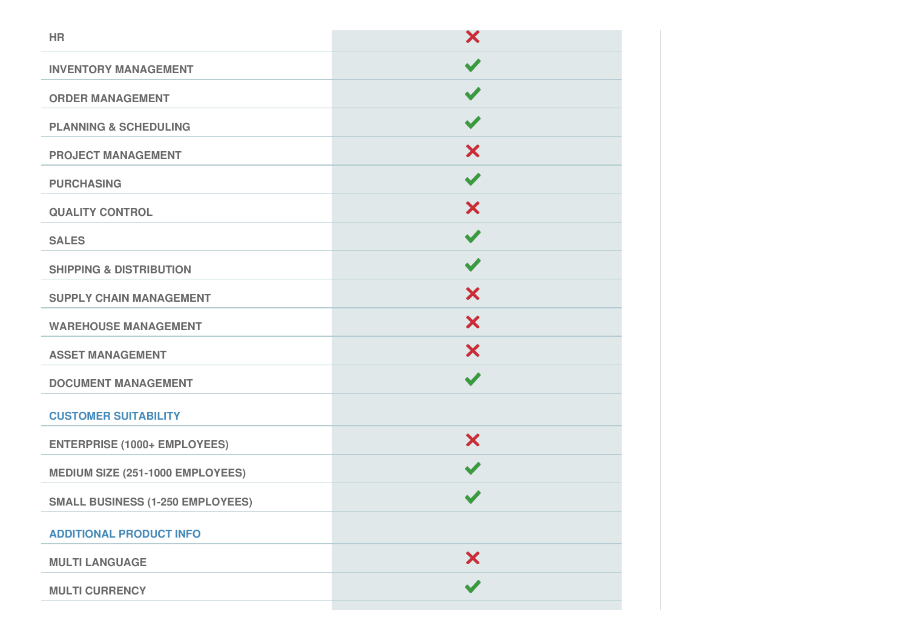| | |
|---|---|
| HR | ✗ |
| INVENTORY MANAGEMENT | ✓ |
| ORDER MANAGEMENT | ✓ |
| PLANNING & SCHEDULING | ✓ |
| PROJECT MANAGEMENT | ✗ |
| PURCHASING | ✓ |
| QUALITY CONTROL | ✗ |
| SALES | ✓ |
| SHIPPING & DISTRIBUTION | ✓ |
| SUPPLY CHAIN MANAGEMENT | ✗ |
| WAREHOUSE MANAGEMENT | ✗ |
| ASSET MANAGEMENT | ✗ |
| DOCUMENT MANAGEMENT | ✓ |
| **CUSTOMER SUITABILITY** | |
| ENTERPRISE (1000+ EMPLOYEES) | ✗ |
| MEDIUM SIZE (251-1000 EMPLOYEES) | ✓ |
| SMALL BUSINESS (1-250 EMPLOYEES) | ✓ |
| **ADDITIONAL PRODUCT INFO** | |
| MULTI LANGUAGE | ✗ |
| MULTI CURRENCY | ✓ |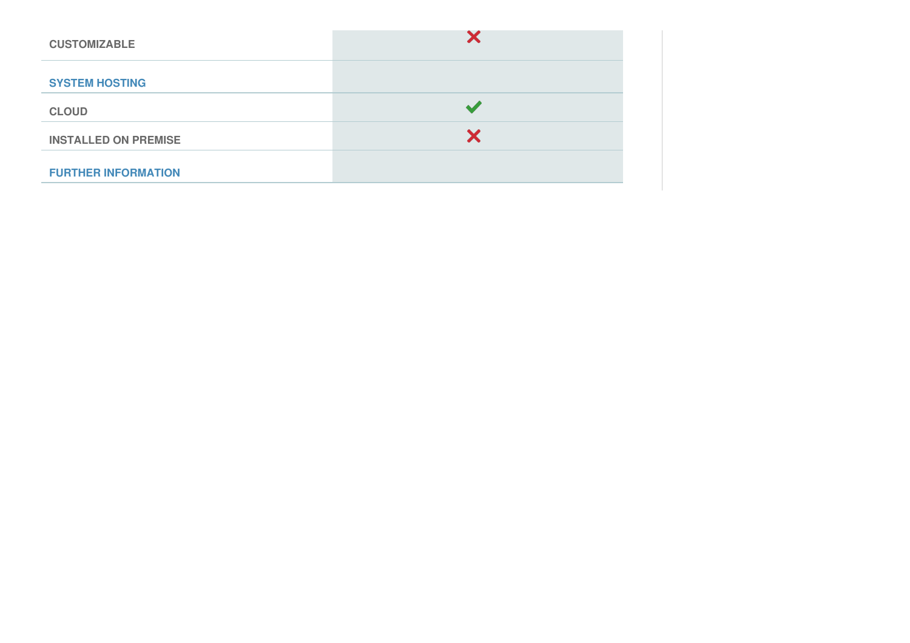| | |
|---|---|
| CUSTOMIZABLE | ✗ |
| **SYSTEM HOSTING** | |
| CLOUD | ✓ |
| INSTALLED ON PREMISE | ✗ |
| **FURTHER INFORMATION** | |